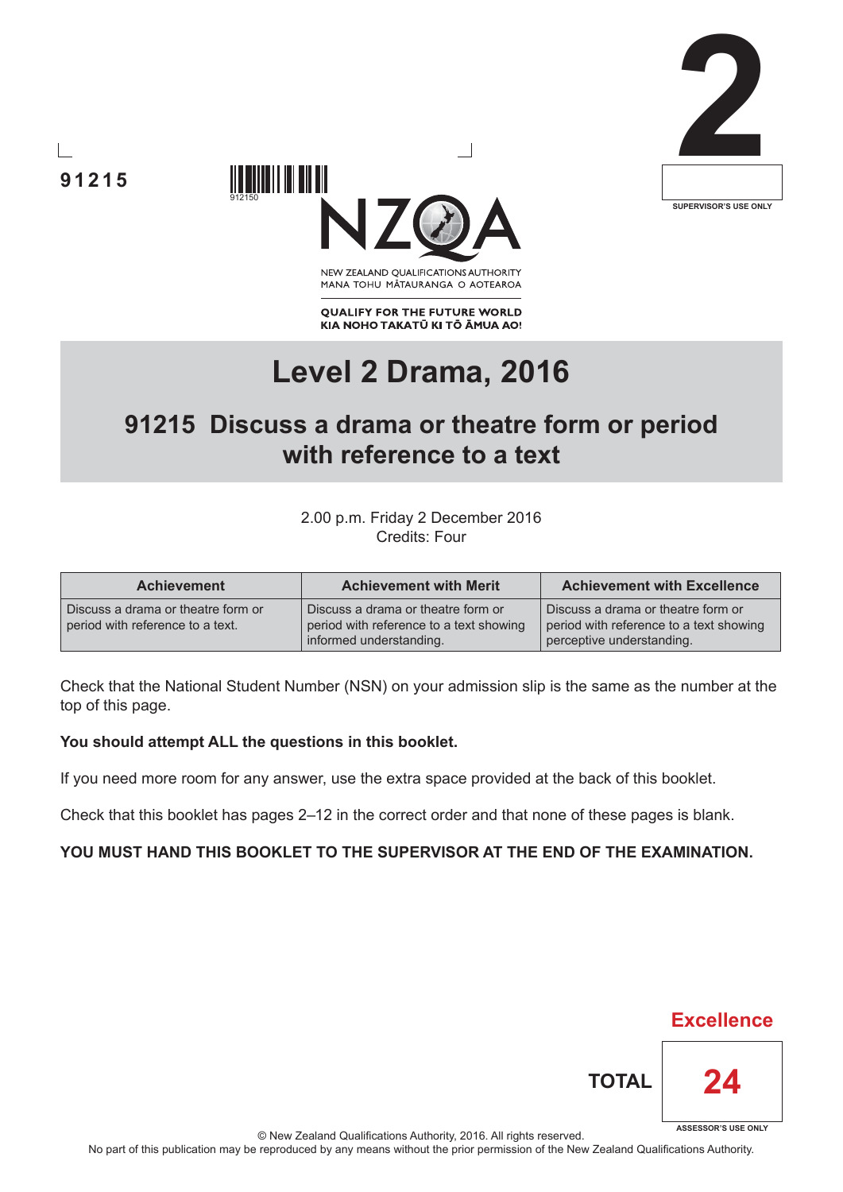91215

912150

2

SUPERVISOR'S USE ONLY

NEW ZEALAND QUALIFICATIONS AUTHORITY
MANA TOHU MĀTAURANGA O AOTEAROA

**QUALIFY FOR THE FUTURE WORLD**
**KIA NOHO TAKATŪ KI TŌ ĀMUA AO!**

# Level 2 Drama, 2016

## 91215 Discuss a drama or theatre form or period with reference to a text

2.00 p.m. Friday 2 December 2016
Credits: Four

| Achievement | Achievement with Merit | Achievement with Excellence |
|---|---|---|
| Discuss a drama or theatre form or period with reference to a text. | Discuss a drama or theatre form or period with reference to a text showing informed understanding. | Discuss a drama or theatre form or period with reference to a text showing perceptive understanding. |

Check that the National Student Number (NSN) on your admission slip is the same as the number at the top of this page.

**You should attempt ALL the questions in this booklet.**

If you need more room for any answer, use the extra space provided at the back of this booklet.

Check that this booklet has pages 2–12 in the correct order and that none of these pages is blank.

**YOU MUST HAND THIS BOOKLET TO THE SUPERVISOR AT THE END OF THE EXAMINATION.**

Excellence

TOTAL 24

ASSESSOR'S USE ONLY

© New Zealand Qualifications Authority, 2016. All rights reserved.
No part of this publication may be reproduced by any means without the prior permission of the New Zealand Qualifications Authority.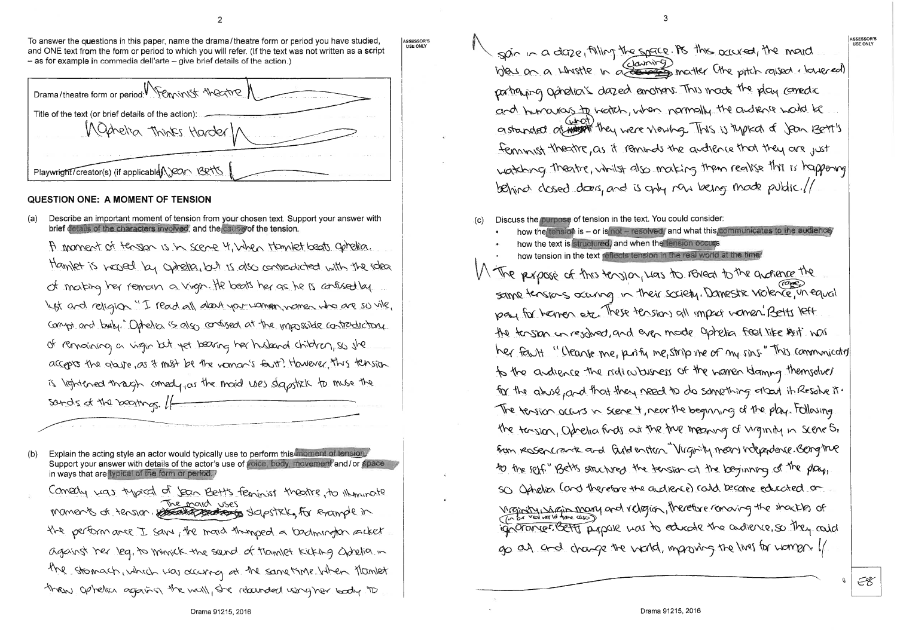To answer the questions in this paper, name the drama/theatre form or period you have studied, and ONE text from the form or period to which you will refer. (If the text was not written as a script – as for example in commedia dell'arte – give brief details of the action.)

Drama/theatre form or period: Feminist theatre

Title of the text (or brief details of the action): Ophelia Thinks Harder

Playwright/creator(s) (if applicable): Jean Betts

## QUESTION ONE: A MOMENT OF TENSION

(a) Describe an important moment of tension from your chosen text. Support your answer with brief details of the characters involved, and the cause of the tension.

A moment of tension is in scene 4, when Hamlet beats Ophelia. Hamlet is moved by Ophelia, but is also contradicted with the idea of making her remain a virgin. He beats her as he is confused by lust and religion "I read all about you women, women who are so vile, corrupt and bulky." Ophelia is also confused at the impossible contradictory of remaining a virgin but yet bearing her husband children, so she accepts the abuse, as it must be the woman's fault? However, this tension is lightened through comedy, as the maid uses slapstick to muse the sounds of the beatings.

(b) Explain the acting style an actor would typically use to perform this moment of tension. Support your answer with details of the actor's use of voice, body, movement and/or space in ways that are typical of the form or period.

Comedy was typical of Jean Bett's feminist theatre, to illuminate moments of tension. The maid uses slapstick, for example in the performance I saw, the maid thumped a badminton racket against her leg, to mimick the sound of Hamlet kicking Ophelia in the stomach, which was occuring at the same time. When Hamlet threw Ophelia against the wall, she rebounded using her body to spin in a daze, filling the space. As this occured, the maid blew on a whistle in a clowning matter (the pitch raised + lowered) portraying Ophelia's dazed emotions. This made the play comedic and humorous to watch, when normally the audience would be astounded of what they were viewing. This is typical of Jean Bett's feminist theatre, as it reminds the audience that they are just watching theatre, whilst also making them realise this is happening behind closed doors, and is only now being made public.

(c) Discuss the purpose of tension in the text. You could consider:

- how the tension is – or is not – resolved, and what this communicates to the audience
- how the text is structured, and when the tension occurs
- how tension in the text reflects tension in the real world at the time.

The purpose of this tension, was to reveal to the audience the same tensions occuring in their society. Domestic violence, rape, unequal pay for women etc. These tensions all impact women. Betts left the tension unresolved, and even made Ophelia feel like it was her fault "Cleanse me, purify me, strip me of my sins." This communicates to the audience the ridiculousness of the women blaming themselves for the abuse, and that they need to do something about it. Resolve it. The tension occurs in scene 4, near the beginning of the play. Following the tension, Ophelia finds out the true meaning of virginity in scene 5, from Rosencrantz and Guildenstern. "Virginity means independence. Being true to the self." Betts structured the tension at the beginning of the play, so Ophelia (and therefore the audience) could become educated on virginity, virgin mary (in the real world at the time also) and religion, therefore removing the shackles of ignorance. Betts purpose was to educate the audience, so they could go out and change the world, improving the lives for women.

E8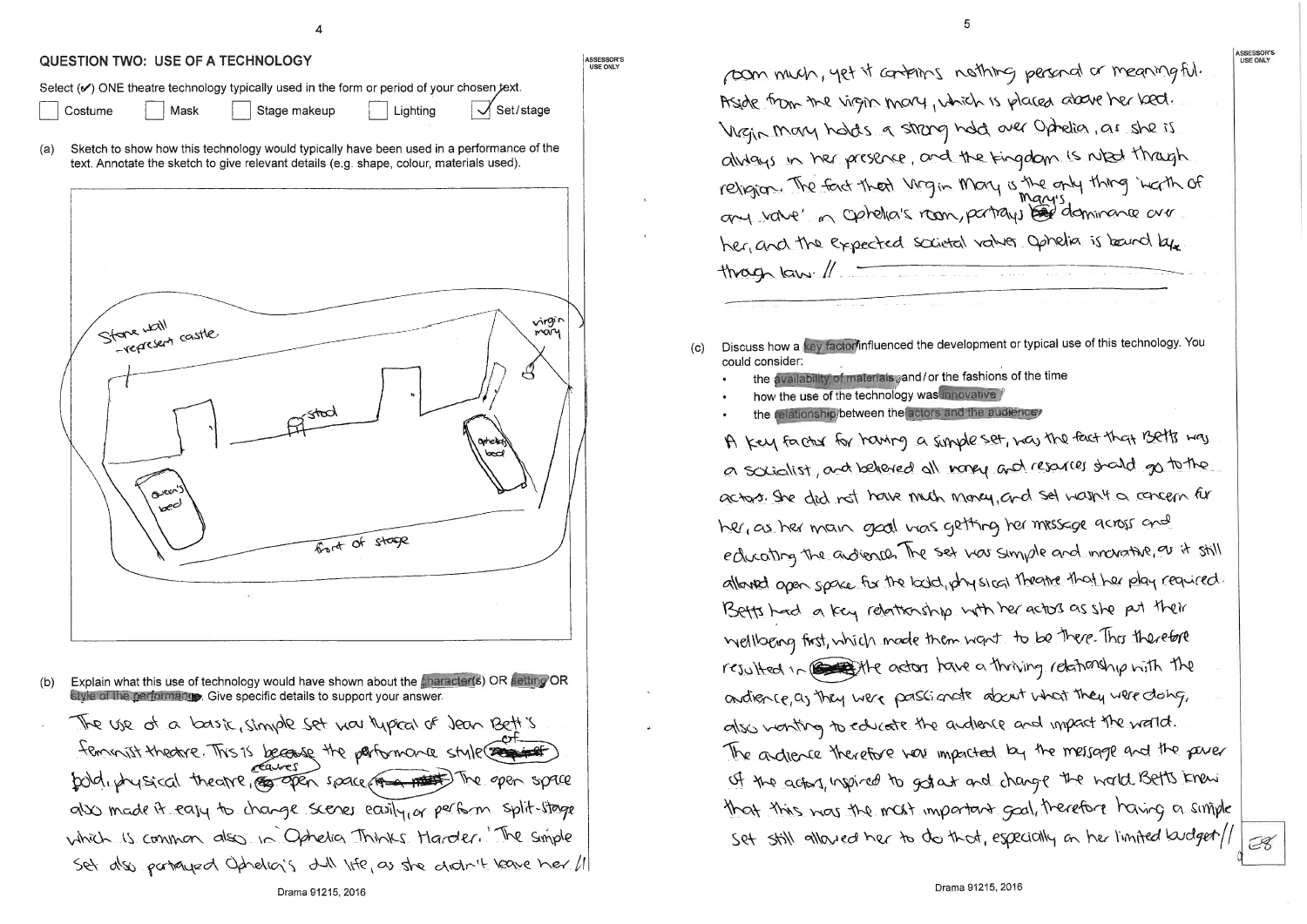## QUESTION TWO: USE OF A TECHNOLOGY

Select (✔) ONE theatre technology typically used in the form or period of your chosen text.

☐ Costume ☐ Mask ☐ Stage makeup ☐ Lighting ☑ Set/stage

(a) Sketch to show how this technology would typically have been used in a performance of the text. Annotate the sketch to give relevant details (e.g. shape, colour, materials used).

Stone wall - represent castle.

virgin mary

stool

ophelia's bed

queen's bed

front of stage

(b) Explain what this use of technology would have shown about the character(s) OR setting OR style of the performance. Give specific details to support your answer.

The use of a basic, simple set was typical of Jean Bett's feminist theatre. This is because the performance style of bold, physical theatre, creates open space. The open space also made it easy to change scenes easily, or perform split-stage which is common also in 'Ophelia Thinks Harder.' The simple set also portrayed Ophelia's dull life, as she didn't leave her room much, yet it contains nothing personal or meaningful. Aside from the virgin mary, which is placed above her bed. Virgin mary holds a strong hold over Ophelia, as she is always in her presence, and the kingdom is ruled through religion. The fact that Virgin Mary is the only thing 'worth of any value' in Ophelia's room, portrays Mary's dominance over her, and the expected societal values Ophelia is bound by through law. //

(c) Discuss how a key factor influenced the development or typical use of this technology. You could consider:

- the availability of materials and/or the fashions of the time
- how the use of the technology was innovative
- the relationship between the actors and the audience.

A key factor for having a simple set, was the fact that Betts was a socialist, and believed all money and resources should go to the actors. She did not have much money, and set wasn't a concern for her, as her main goal was getting her message across and educating the audience. The set was simple and innovative, as it still allowed open space for the bold, physical theatre that her play required. Betts had a key relationship with her actors as she put their wellbeing first, which made them want to be there. This therefore resulted in the actors have a thriving relationship with the audience, as they were passionate about what they were doing, also wanting to educate the audience and impact the world. The audience therefore was impacted by the message and the power of the actors, inspired to go out and change the world. Betts knew that this was the most important goal, therefore having a simple set still allowed her to do that, especially on her limited budget //

E8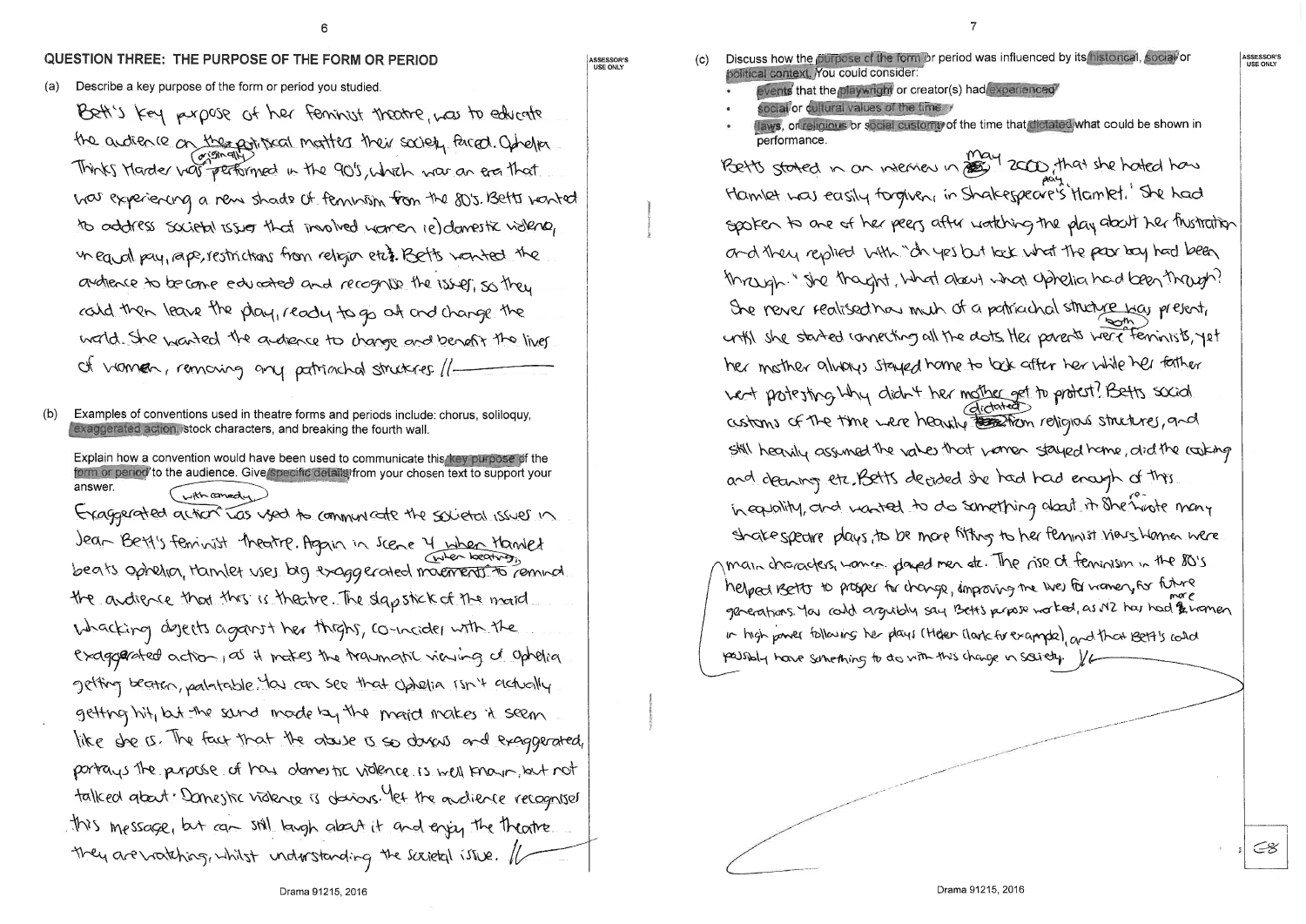## QUESTION THREE: THE PURPOSE OF THE FORM OR PERIOD

(a) Describe a key purpose of the form or period you studied.

Bett's key purpose of her Feminist theatre, was to educate the audience on the political matters their society faced. Ophelia Thinks Harder was originally performed in the 90's, which was an era that was experiencing a new shade of feminism from the 80's. Betts wanted to address societal issues that involved women ie) domestic violence, unequal pay, rape, restrictions from religion etc}. Betts wanted the audience to become educated and recognise the issues, so they could then leave the play, ready to go out and change the world. She wanted the audience to change and benefit the lives of women, removing any patriachal structures //

(b) Examples of conventions used in theatre forms and periods include: chorus, soliloquy, exaggerated action, stock characters, and breaking the fourth wall.

Explain how a convention would have been used to communicate this key purpose of the form or period to the audience. Give specific details from your chosen text to support your answer.

Exaggerated action with comedy was used to communicate the societal issues in Jean Bett's feminist theatre. Again in scene 4 when Hamlet beats ophelia, Hamlet uses big exaggerated movements when beating, to remind the audience that this is theatre. The slapstick of the maid whacking objects against her thighs, co-incides with the exaggerated action, as it makes the traumatic viewing of Ophelia getting beaten, palatable. You can see that Ophelia isn't actually getting hit, but the sound made by the maid makes it seem like she is. The fact that the abuse is so obvious and exaggerated, portrays the purpose of how domestic violence is well known, but not talked about. Domestic violence is obvious. Yet the audience recognises this message, but can still laugh about it and enjoy the theatre they are watching, whilst understanding the societal issue. //

(c) Discuss how the purpose of the form or period was influenced by its historical, social or political context. You could consider:

- events that the playwright or creator(s) had experienced
- social or cultural values of the time
- laws, or religious or social customs of the time that dictated what could be shown in performance.

Betts stated in an interview in May 2000, that she hated how Hamlet was easily forgiven, in Shakespeare's play 'Hamlet.' She had spoken to one of her peers after watching the play about her frustration and they replied with "oh yes but look what the poor boy had been through." She thought, what about what Ophelia had been through? She never realised how much of a patriachal structure was present, until she started connecting all the dots. Her parents were both feminists, yet her mother always stayed home to look after her while her father went protesting. Why didn't her mother get to protest? Betts social customs of the time were heavily dictated from religious structures, and still heavily assumed the values that women stayed home, did the cooking and cleaning etc. Betts decided she had had enough of this inequality, and wanted to do something about it. She re-wrote many Shakespeare plays, to be more fitting to her feminist views. Women were main characters, women played men etc. The rise of feminism in the 80's helped Betts to prosper for change, improving the lives for women, for future generations. You could arguably say Betts purpose worked, as NZ has had more women in high power following her plays (Helen Clark for example), and that Bett's could possibly have something to do with this change in society. //

E8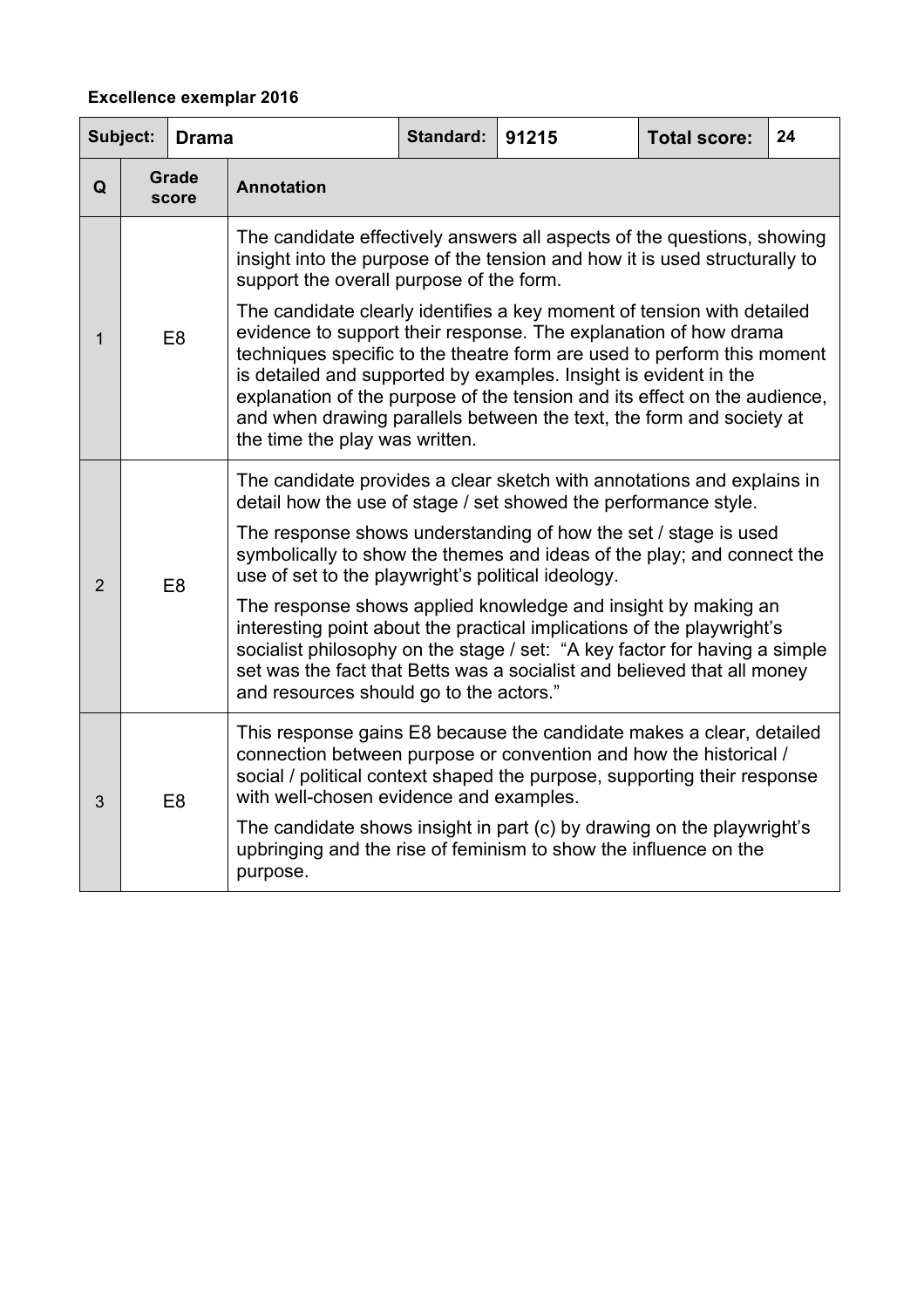**Excellence exemplar 2016**

| Subject: | Drama | Standard: | 91215 | Total score: | 24 |
|---|---|---|---|---|---|

| Q | Grade score | Annotation |
|---|---|---|
| 1 | E8 | The candidate effectively answers all aspects of the questions, showing insight into the purpose of the tension and how it is used structurally to support the overall purpose of the form.<br><br>The candidate clearly identifies a key moment of tension with detailed evidence to support their response. The explanation of how drama techniques specific to the theatre form are used to perform this moment is detailed and supported by examples. Insight is evident in the explanation of the purpose of the tension and its effect on the audience, and when drawing parallels between the text, the form and society at the time the play was written. |
| 2 | E8 | The candidate provides a clear sketch with annotations and explains in detail how the use of stage / set showed the performance style.<br><br>The response shows understanding of how the set / stage is used symbolically to show the themes and ideas of the play; and connect the use of set to the playwright's political ideology.<br><br>The response shows applied knowledge and insight by making an interesting point about the practical implications of the playwright's socialist philosophy on the stage / set: "A key factor for having a simple set was the fact that Betts was a socialist and believed that all money and resources should go to the actors." |
| 3 | E8 | This response gains E8 because the candidate makes a clear, detailed connection between purpose or convention and how the historical / social / political context shaped the purpose, supporting their response with well-chosen evidence and examples.<br><br>The candidate shows insight in part (c) by drawing on the playwright's upbringing and the rise of feminism to show the influence on the purpose. |